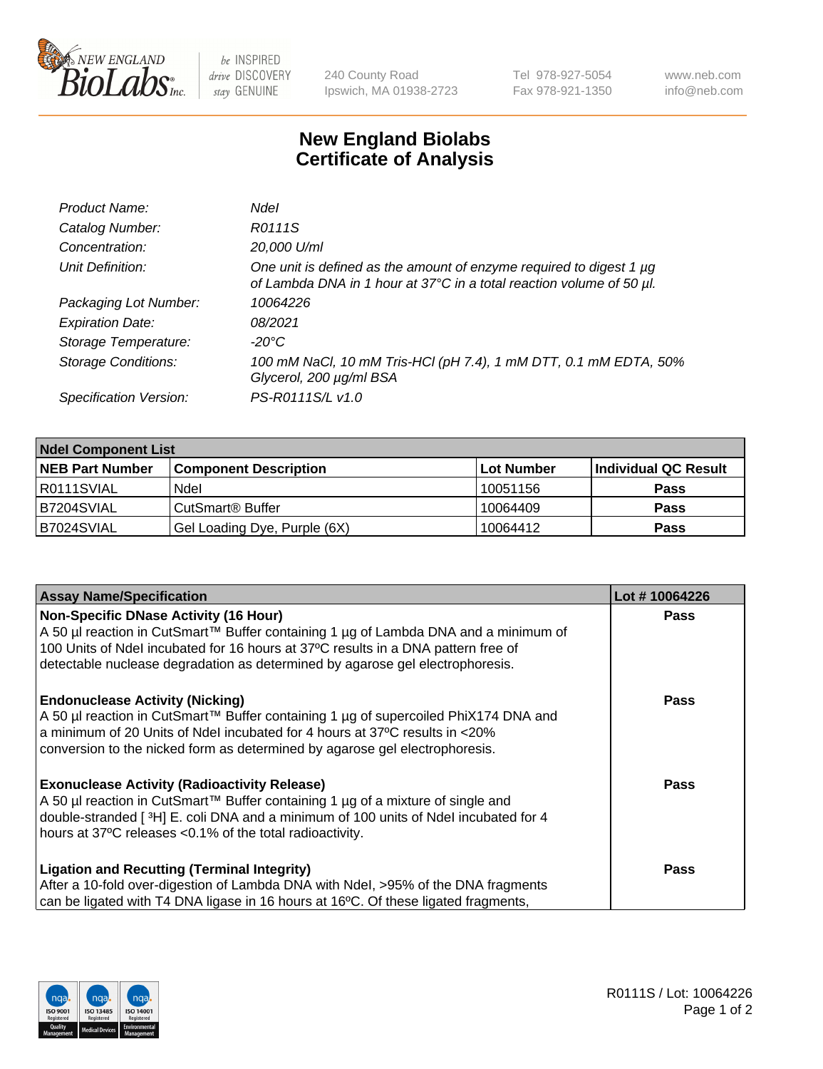# New England Biolabs Certificate of Analysis

| | |
|---|---|
| *Product Name:* | *NdeI* |
| *Catalog Number:* | *R0111S* |
| *Concentration:* | *20,000 U/ml* |
| *Unit Definition:* | *One unit is defined as the amount of enzyme required to digest 1 µg of Lambda DNA in 1 hour at 37°C in a total reaction volume of 50 µl.* |
| *Packaging Lot Number:* | *10064226* |
| *Expiration Date:* | *08/2021* |
| *Storage Temperature:* | *-20°C* |
| *Storage Conditions:* | *100 mM NaCl, 10 mM Tris-HCl (pH 7.4), 1 mM DTT, 0.1 mM EDTA, 50% Glycerol, 200 µg/ml BSA* |
| *Specification Version:* | *PS-R0111S/L v1.0* |

| NdeI Component List | | | |
|---|---|---|---|
| **NEB Part Number** | **Component Description** | **Lot Number** | **Individual QC Result** |
| R0111SVIAL | NdeI | 10051156 | **Pass** |
| B7204SVIAL | CutSmart® Buffer | 10064409 | **Pass** |
| B7024SVIAL | Gel Loading Dye, Purple (6X) | 10064412 | **Pass** |

| Assay Name/Specification | Lot # 10064226 |
|---|---|
| **Non-Specific DNase Activity (16 Hour)** A 50 µl reaction in CutSmart™ Buffer containing 1 µg of Lambda DNA and a minimum of 100 Units of NdeI incubated for 16 hours at 37ºC results in a DNA pattern free of detectable nuclease degradation as determined by agarose gel electrophoresis. | **Pass** |
| **Endonuclease Activity (Nicking)** A 50 µl reaction in CutSmart™ Buffer containing 1 µg of supercoiled PhiX174 DNA and a minimum of 20 Units of NdeI incubated for 4 hours at 37ºC results in <20% conversion to the nicked form as determined by agarose gel electrophoresis. | **Pass** |
| **Exonuclease Activity (Radioactivity Release)** A 50 µl reaction in CutSmart™ Buffer containing 1 µg of a mixture of single and double-stranded [ $^3$H] E. coli DNA and a minimum of 100 units of NdeI incubated for 4 hours at 37ºC releases <0.1% of the total radioactivity. | **Pass** |
| **Ligation and Recutting (Terminal Integrity)** After a 10-fold over-digestion of Lambda DNA with NdeI, >95% of the DNA fragments can be ligated with T4 DNA ligase in 16 hours at 16ºC. Of these ligated fragments, | **Pass** |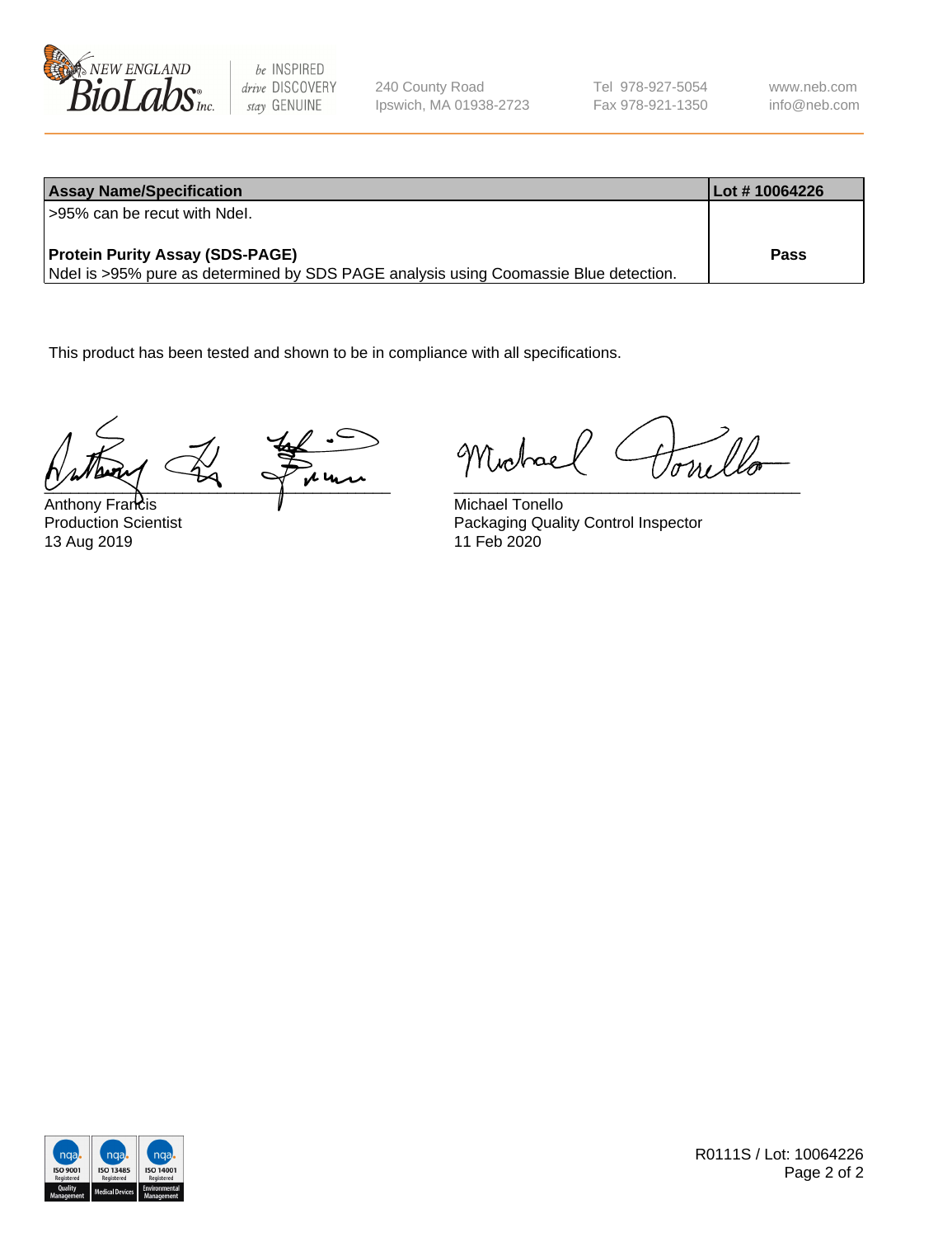| Assay Name/Specification | Lot # 10064226 |
| --- | --- |
| >95% can be recut with NdeI. | |
| **Protein Purity Assay (SDS-PAGE)**<br>NdeI is >95% pure as determined by SDS PAGE analysis using Coomassie Blue detection. | **Pass** |

This product has been tested and shown to be in compliance with all specifications.

Anthony Francis
Production Scientist
13 Aug 2019

Michael Tonello
Packaging Quality Control Inspector
11 Feb 2020

R0111S / Lot: 10064226